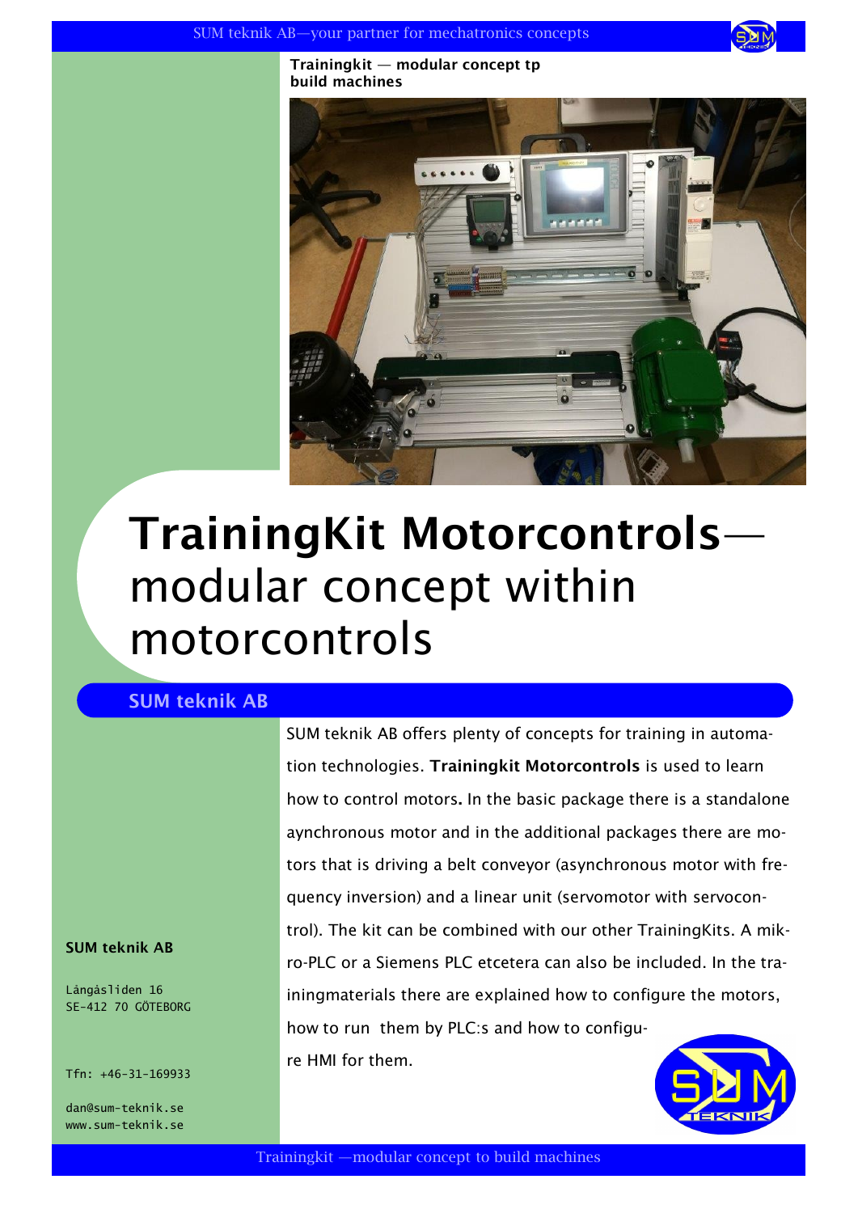Trainingkit — modular concept tp build machines

# TrainingKit Motorcontrols— modular concept within motorcontrols

## SUM teknik AB

SUM teknik AB offers plenty of concepts for training in automation technologies. **Trainingkit Motorcontrols** is used to learn how to control motors**.** In the basic package there is a standalone aynchronous motor and in the additional packages there are motors that is driving a belt conveyor (asynchronous motor with frequency inversion) and a linear unit (servomotor with servocontrol). The kit can be combined with our other TrainingKits. A mikro-PLC or a Siemens PLC etcetera can also be included. In the trainingmaterials there are explained how to configure the motors, how to run them by PLC:s and how to configure HMI for them.

**SUM teknik AB**

Långåsliden 16
SE-412 70 GÖTEBORG

Tfn: +46-31-169933

dan@sum-teknik.se
www.sum-teknik.se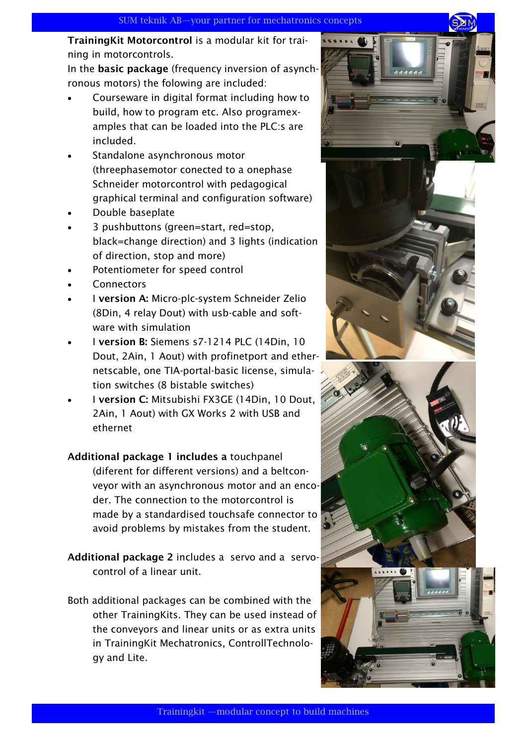**TrainingKit Motorcontrol** is a modular kit for training in motorcontrols.

In the **basic package** (frequency inversion of asynchronous motors) the folowing are included:

- Courseware in digital format including how to build, how to program etc. Also programexamples that can be loaded into the PLC:s are included.
- Standalone asynchronous motor (threephasemotor conected to a onephase Schneider motorcontrol with pedagogical graphical terminal and configuration software)
- Double baseplate
- 3 pushbuttons (green=start, red=stop, black=change direction) and 3 lights (indication of direction, stop and more)
- Potentiometer for speed control
- Connectors
- I **version A:** Micro-plc-system Schneider Zelio (8Din, 4 relay Dout) with usb-cable and software with simulation
- I **version B:** Siemens s7-1214 PLC (14Din, 10 Dout, 2Ain, 1 Aout) with profinetport and ethernetscable, one TIA-portal-basic license, simulation switches (8 bistable switches)
- I **version C:** Mitsubishi FX3GE (14Din, 10 Dout, 2Ain, 1 Aout) with GX Works 2 with USB and ethernet

**Additional package 1 includes a** touchpanel (diferent for different versions) and a beltconveyor with an asynchronous motor and an encoder. The connection to the motorcontrol is made by a standardised touchsafe connector to avoid problems by mistakes from the student.

**Additional package 2** includes a servo and a servocontrol of a linear unit.

Both additional packages can be combined with the other TrainingKits. They can be used instead of the conveyors and linear units or as extra units in TrainingKit Mechatronics, ControllTechnology and Lite.